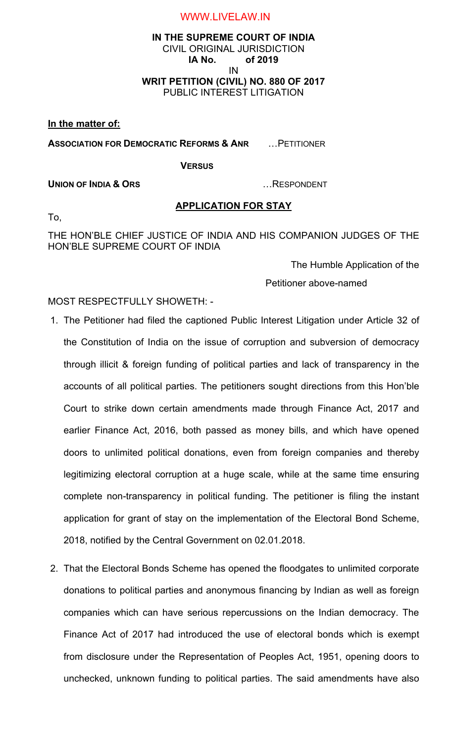**IN THE SUPREME COURT OF INDIA**
CIVIL ORIGINAL JURISDICTION
**IA No. of 2019**
IN
**WRIT PETITION (CIVIL) NO. 880 OF 2017**
PUBLIC INTEREST LITIGATION

**In the matter of:**

**ASSOCIATION FOR DEMOCRATIC REFORMS & ANR** …PETITIONER

**VERSUS**

**UNION OF INDIA & ORS** …RESPONDENT

**APPLICATION FOR STAY**

To,

THE HON'BLE CHIEF JUSTICE OF INDIA AND HIS COMPANION JUDGES OF THE HON'BLE SUPREME COURT OF INDIA

The Humble Application of the

Petitioner above-named

MOST RESPECTFULLY SHOWETH: -

1. The Petitioner had filed the captioned Public Interest Litigation under Article 32 of the Constitution of India on the issue of corruption and subversion of democracy through illicit & foreign funding of political parties and lack of transparency in the accounts of all political parties. The petitioners sought directions from this Hon'ble Court to strike down certain amendments made through Finance Act, 2017 and earlier Finance Act, 2016, both passed as money bills, and which have opened doors to unlimited political donations, even from foreign companies and thereby legitimizing electoral corruption at a huge scale, while at the same time ensuring complete non-transparency in political funding. The petitioner is filing the instant application for grant of stay on the implementation of the Electoral Bond Scheme, 2018, notified by the Central Government on 02.01.2018.

2. That the Electoral Bonds Scheme has opened the floodgates to unlimited corporate donations to political parties and anonymous financing by Indian as well as foreign companies which can have serious repercussions on the Indian democracy. The Finance Act of 2017 had introduced the use of electoral bonds which is exempt from disclosure under the Representation of Peoples Act, 1951, opening doors to unchecked, unknown funding to political parties. The said amendments have also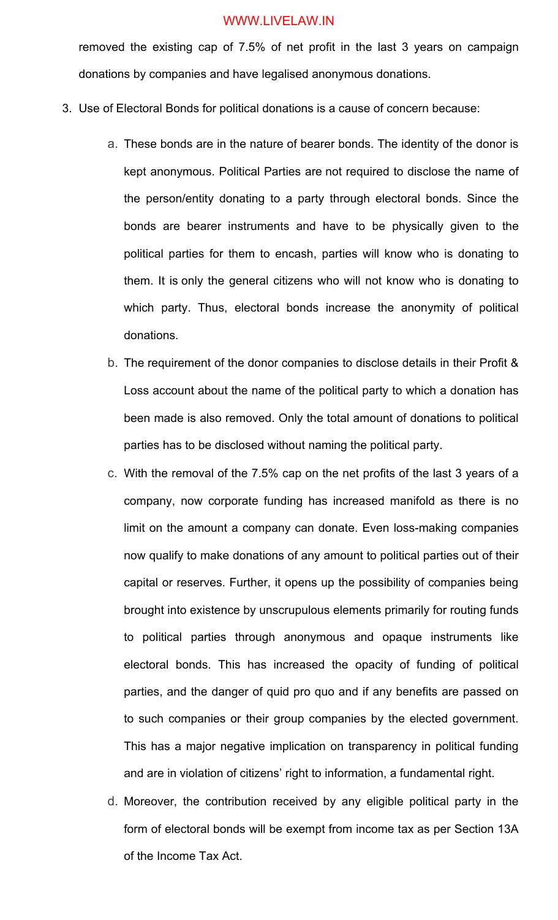removed the existing cap of 7.5% of net profit in the last 3 years on campaign donations by companies and have legalised anonymous donations.

3. Use of Electoral Bonds for political donations is a cause of concern because:

   a. These bonds are in the nature of bearer bonds. The identity of the donor is kept anonymous. Political Parties are not required to disclose the name of the person/entity donating to a party through electoral bonds. Since the bonds are bearer instruments and have to be physically given to the political parties for them to encash, parties will know who is donating to them. It is only the general citizens who will not know who is donating to which party. Thus, electoral bonds increase the anonymity of political donations.

   b. The requirement of the donor companies to disclose details in their Profit & Loss account about the name of the political party to which a donation has been made is also removed. Only the total amount of donations to political parties has to be disclosed without naming the political party.

   c. With the removal of the 7.5% cap on the net profits of the last 3 years of a company, now corporate funding has increased manifold as there is no limit on the amount a company can donate. Even loss-making companies now qualify to make donations of any amount to political parties out of their capital or reserves. Further, it opens up the possibility of companies being brought into existence by unscrupulous elements primarily for routing funds to political parties through anonymous and opaque instruments like electoral bonds. This has increased the opacity of funding of political parties, and the danger of quid pro quo and if any benefits are passed on to such companies or their group companies by the elected government. This has a major negative implication on transparency in political funding and are in violation of citizens' right to information, a fundamental right.

   d. Moreover, the contribution received by any eligible political party in the form of electoral bonds will be exempt from income tax as per Section 13A of the Income Tax Act.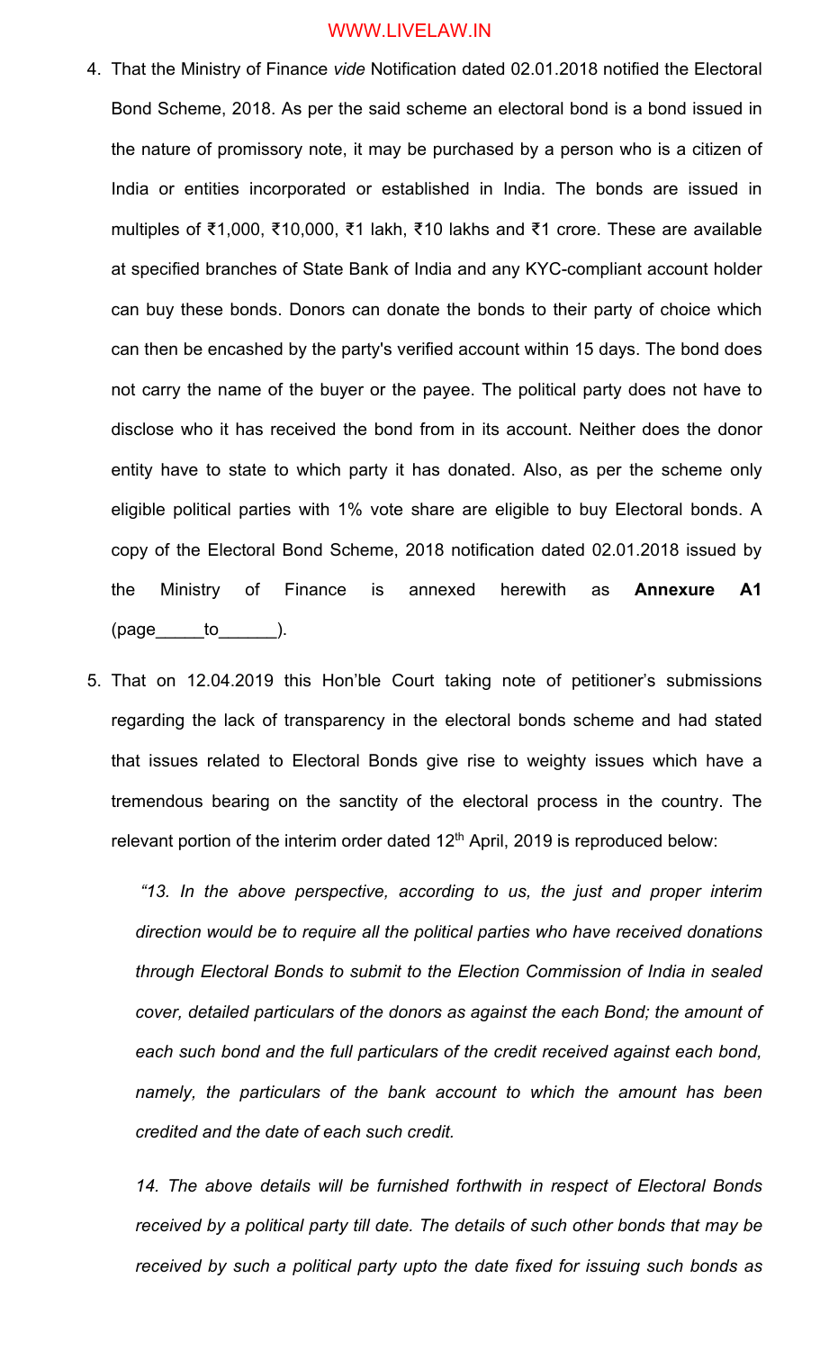4. That the Ministry of Finance *vide* Notification dated 02.01.2018 notified the Electoral Bond Scheme, 2018. As per the said scheme an electoral bond is a bond issued in the nature of promissory note, it may be purchased by a person who is a citizen of India or entities incorporated or established in India. The bonds are issued in multiples of ₹1,000, ₹10,000, ₹1 lakh, ₹10 lakhs and ₹1 crore. These are available at specified branches of State Bank of India and any KYC-compliant account holder can buy these bonds. Donors can donate the bonds to their party of choice which can then be encashed by the party's verified account within 15 days. The bond does not carry the name of the buyer or the payee. The political party does not have to disclose who it has received the bond from in its account. Neither does the donor entity have to state to which party it has donated. Also, as per the scheme only eligible political parties with 1% vote share are eligible to buy Electoral bonds. A copy of the Electoral Bond Scheme, 2018 notification dated 02.01.2018 issued by the Ministry of Finance is annexed herewith as **Annexure A1** (page_____to______).

5. That on 12.04.2019 this Hon'ble Court taking note of petitioner's submissions regarding the lack of transparency in the electoral bonds scheme and had stated that issues related to Electoral Bonds give rise to weighty issues which have a tremendous bearing on the sanctity of the electoral process in the country. The relevant portion of the interim order dated 12th April, 2019 is reproduced below:

   *"13. In the above perspective, according to us, the just and proper interim direction would be to require all the political parties who have received donations through Electoral Bonds to submit to the Election Commission of India in sealed cover, detailed particulars of the donors as against the each Bond; the amount of each such bond and the full particulars of the credit received against each bond, namely, the particulars of the bank account to which the amount has been credited and the date of each such credit.*

   *14. The above details will be furnished forthwith in respect of Electoral Bonds received by a political party till date. The details of such other bonds that may be received by such a political party upto the date fixed for issuing such bonds as*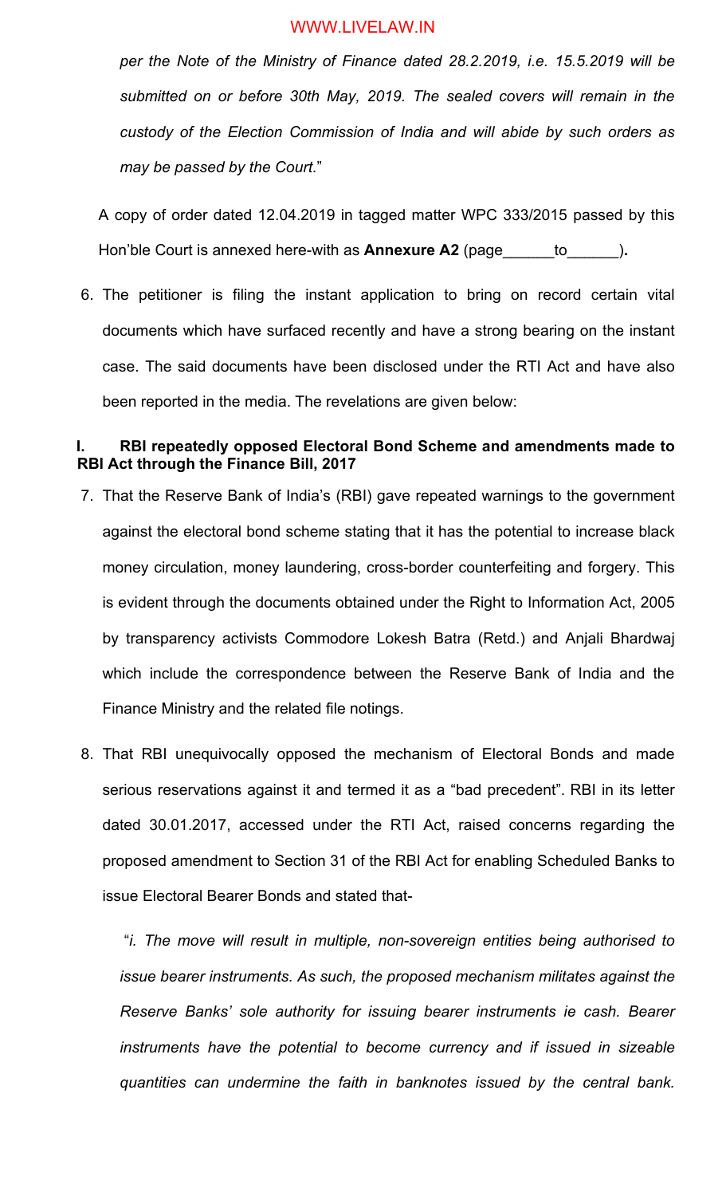*per the Note of the Ministry of Finance dated 28.2.2019, i.e. 15.5.2019 will be submitted on or before 30th May, 2019. The sealed covers will remain in the custody of the Election Commission of India and will abide by such orders as may be passed by the Court.*"

A copy of order dated 12.04.2019 in tagged matter WPC 333/2015 passed by this Hon'ble Court is annexed here-with as **Annexure A2** (page______to______)**.**

6. The petitioner is filing the instant application to bring on record certain vital documents which have surfaced recently and have a strong bearing on the instant case. The said documents have been disclosed under the RTI Act and have also been reported in the media. The revelations are given below:

**I. RBI repeatedly opposed Electoral Bond Scheme and amendments made to RBI Act through the Finance Bill, 2017**

7. That the Reserve Bank of India's (RBI) gave repeated warnings to the government against the electoral bond scheme stating that it has the potential to increase black money circulation, money laundering, cross-border counterfeiting and forgery. This is evident through the documents obtained under the Right to Information Act, 2005 by transparency activists Commodore Lokesh Batra (Retd.) and Anjali Bhardwaj which include the correspondence between the Reserve Bank of India and the Finance Ministry and the related file notings.

8. That RBI unequivocally opposed the mechanism of Electoral Bonds and made serious reservations against it and termed it as a "bad precedent". RBI in its letter dated 30.01.2017, accessed under the RTI Act, raised concerns regarding the proposed amendment to Section 31 of the RBI Act for enabling Scheduled Banks to issue Electoral Bearer Bonds and stated that-

"*i. The move will result in multiple, non-sovereign entities being authorised to issue bearer instruments. As such, the proposed mechanism militates against the Reserve Banks' sole authority for issuing bearer instruments ie cash. Bearer instruments have the potential to become currency and if issued in sizeable quantities can undermine the faith in banknotes issued by the central bank.*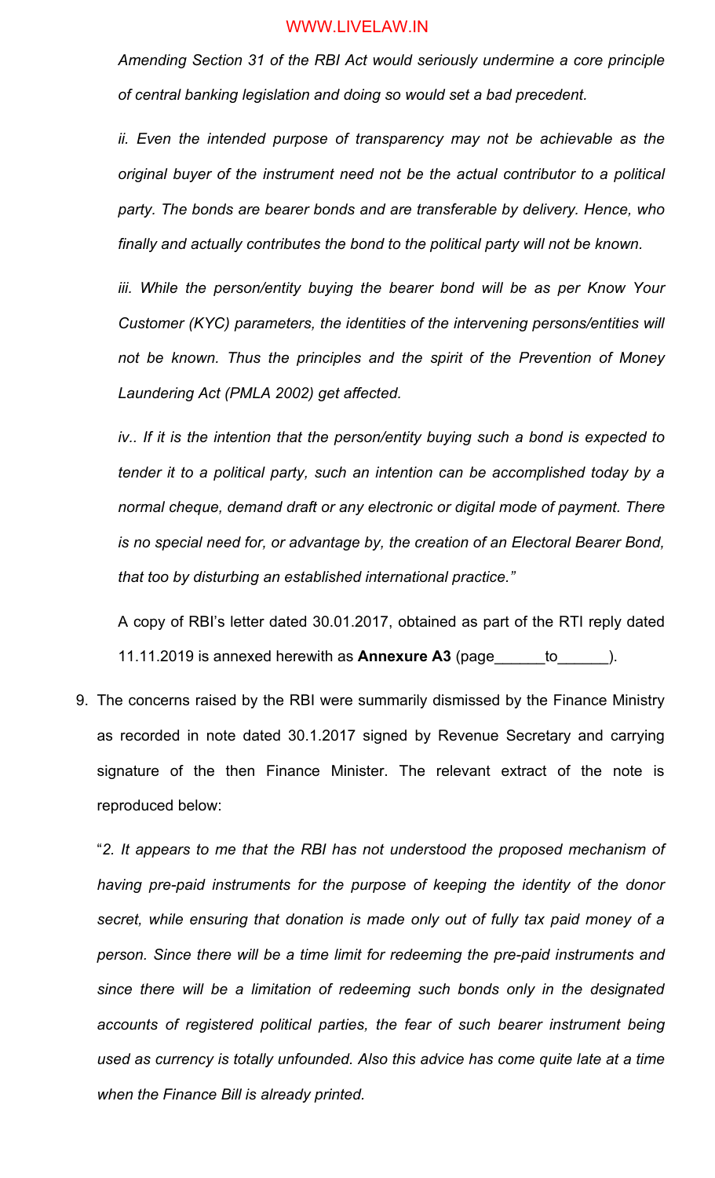*Amending Section 31 of the RBI Act would seriously undermine a core principle of central banking legislation and doing so would set a bad precedent.*

*ii. Even the intended purpose of transparency may not be achievable as the original buyer of the instrument need not be the actual contributor to a political party. The bonds are bearer bonds and are transferable by delivery. Hence, who finally and actually contributes the bond to the political party will not be known.*

*iii. While the person/entity buying the bearer bond will be as per Know Your Customer (KYC) parameters, the identities of the intervening persons/entities will not be known. Thus the principles and the spirit of the Prevention of Money Laundering Act (PMLA 2002) get affected.*

*iv.. If it is the intention that the person/entity buying such a bond is expected to tender it to a political party, such an intention can be accomplished today by a normal cheque, demand draft or any electronic or digital mode of payment. There is no special need for, or advantage by, the creation of an Electoral Bearer Bond, that too by disturbing an established international practice."*

A copy of RBI's letter dated 30.01.2017, obtained as part of the RTI reply dated 11.11.2019 is annexed herewith as **Annexure A3** (page\_\_\_\_\_\_to\_\_\_\_\_\_).

9. The concerns raised by the RBI were summarily dismissed by the Finance Ministry as recorded in note dated 30.1.2017 signed by Revenue Secretary and carrying signature of the then Finance Minister. The relevant extract of the note is reproduced below:

   "*2. It appears to me that the RBI has not understood the proposed mechanism of having pre-paid instruments for the purpose of keeping the identity of the donor secret, while ensuring that donation is made only out of fully tax paid money of a person. Since there will be a time limit for redeeming the pre-paid instruments and since there will be a limitation of redeeming such bonds only in the designated accounts of registered political parties, the fear of such bearer instrument being used as currency is totally unfounded. Also this advice has come quite late at a time when the Finance Bill is already printed.*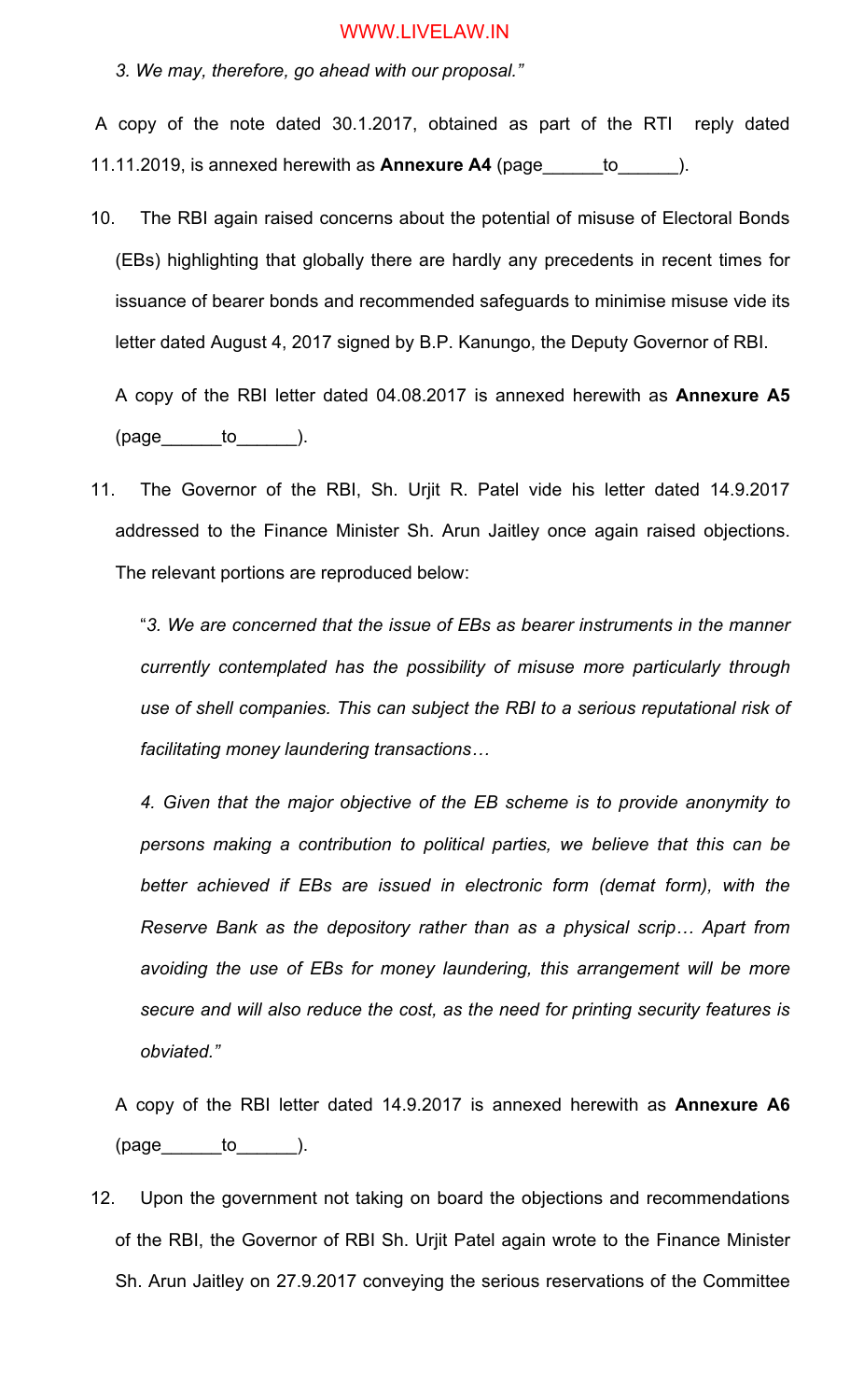*3. We may, therefore, go ahead with our proposal."*

A copy of the note dated 30.1.2017, obtained as part of the RTI reply dated 11.11.2019, is annexed herewith as **Annexure A4** (page______to______).

10. The RBI again raised concerns about the potential of misuse of Electoral Bonds (EBs) highlighting that globally there are hardly any precedents in recent times for issuance of bearer bonds and recommended safeguards to minimise misuse vide its letter dated August 4, 2017 signed by B.P. Kanungo, the Deputy Governor of RBI.

    A copy of the RBI letter dated 04.08.2017 is annexed herewith as **Annexure A5** (page______to______).

11. The Governor of the RBI, Sh. Urjit R. Patel vide his letter dated 14.9.2017 addressed to the Finance Minister Sh. Arun Jaitley once again raised objections. The relevant portions are reproduced below:

    "*3. We are concerned that the issue of EBs as bearer instruments in the manner currently contemplated has the possibility of misuse more particularly through use of shell companies. This can subject the RBI to a serious reputational risk of facilitating money laundering transactions…*

    *4. Given that the major objective of the EB scheme is to provide anonymity to persons making a contribution to political parties, we believe that this can be better achieved if EBs are issued in electronic form (demat form), with the Reserve Bank as the depository rather than as a physical scrip… Apart from avoiding the use of EBs for money laundering, this arrangement will be more secure and will also reduce the cost, as the need for printing security features is obviated."*

    A copy of the RBI letter dated 14.9.2017 is annexed herewith as **Annexure A6** (page______to______).

12. Upon the government not taking on board the objections and recommendations of the RBI, the Governor of RBI Sh. Urjit Patel again wrote to the Finance Minister Sh. Arun Jaitley on 27.9.2017 conveying the serious reservations of the Committee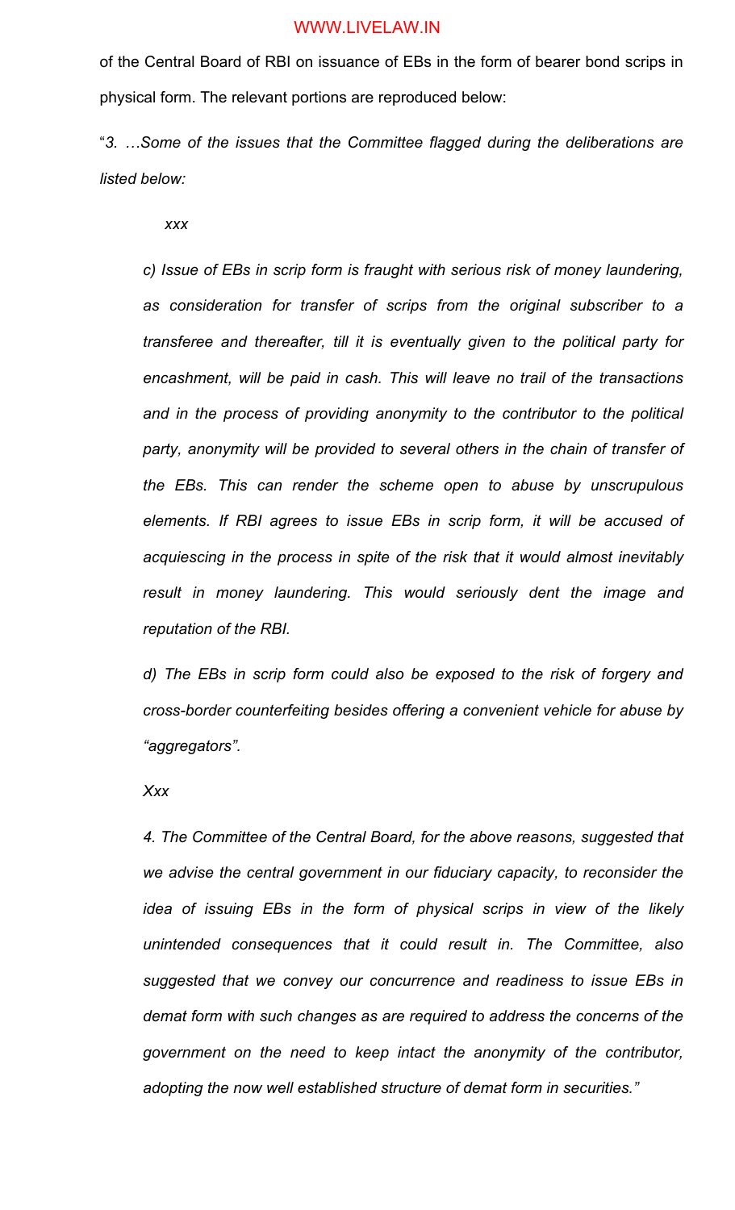of the Central Board of RBI on issuance of EBs in the form of bearer bond scrips in physical form. The relevant portions are reproduced below:

"*3. …Some of the issues that the Committee flagged during the deliberations are listed below:*

> *xxx*
>
> *c) Issue of EBs in scrip form is fraught with serious risk of money laundering, as consideration for transfer of scrips from the original subscriber to a transferee and thereafter, till it is eventually given to the political party for encashment, will be paid in cash. This will leave no trail of the transactions and in the process of providing anonymity to the contributor to the political party, anonymity will be provided to several others in the chain of transfer of the EBs. This can render the scheme open to abuse by unscrupulous elements. If RBI agrees to issue EBs in scrip form, it will be accused of acquiescing in the process in spite of the risk that it would almost inevitably result in money laundering. This would seriously dent the image and reputation of the RBI.*
>
> *d) The EBs in scrip form could also be exposed to the risk of forgery and cross-border counterfeiting besides offering a convenient vehicle for abuse by "aggregators".*
>
> *Xxx*
>
> *4. The Committee of the Central Board, for the above reasons, suggested that we advise the central government in our fiduciary capacity, to reconsider the idea of issuing EBs in the form of physical scrips in view of the likely unintended consequences that it could result in. The Committee, also suggested that we convey our concurrence and readiness to issue EBs in demat form with such changes as are required to address the concerns of the government on the need to keep intact the anonymity of the contributor, adopting the now well established structure of demat form in securities."*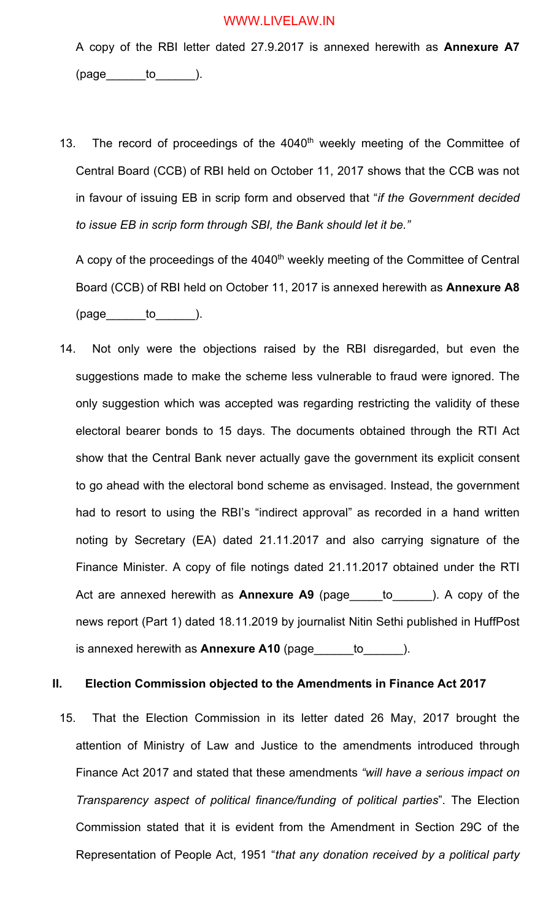A copy of the RBI letter dated 27.9.2017 is annexed herewith as **Annexure A7** (page______to______).

13. The record of proceedings of the 4040th weekly meeting of the Committee of Central Board (CCB) of RBI held on October 11, 2017 shows that the CCB was not in favour of issuing EB in scrip form and observed that "*if the Government decided to issue EB in scrip form through SBI, the Bank should let it be.*"

A copy of the proceedings of the 4040th weekly meeting of the Committee of Central Board (CCB) of RBI held on October 11, 2017 is annexed herewith as **Annexure A8** (page______to______).

14. Not only were the objections raised by the RBI disregarded, but even the suggestions made to make the scheme less vulnerable to fraud were ignored. The only suggestion which was accepted was regarding restricting the validity of these electoral bearer bonds to 15 days. The documents obtained through the RTI Act show that the Central Bank never actually gave the government its explicit consent to go ahead with the electoral bond scheme as envisaged. Instead, the government had to resort to using the RBI's "indirect approval" as recorded in a hand written noting by Secretary (EA) dated 21.11.2017 and also carrying signature of the Finance Minister. A copy of file notings dated 21.11.2017 obtained under the RTI Act are annexed herewith as **Annexure A9** (page_____to______). A copy of the news report (Part 1) dated 18.11.2019 by journalist Nitin Sethi published in HuffPost is annexed herewith as **Annexure A10** (page______to______).

## II. Election Commission objected to the Amendments in Finance Act 2017

15. That the Election Commission in its letter dated 26 May, 2017 brought the attention of Ministry of Law and Justice to the amendments introduced through Finance Act 2017 and stated that these amendments *"will have a serious impact on Transparency aspect of political finance/funding of political parties*". The Election Commission stated that it is evident from the Amendment in Section 29C of the Representation of People Act, 1951 "*that any donation received by a political party*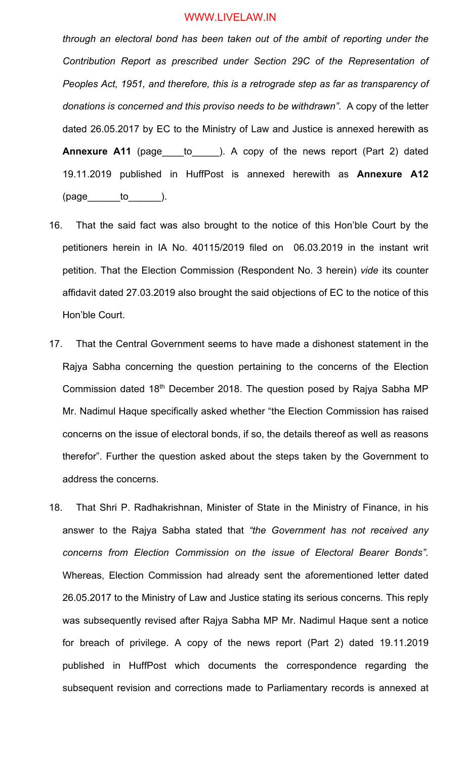*through an electoral bond has been taken out of the ambit of reporting under the Contribution Report as prescribed under Section 29C of the Representation of Peoples Act, 1951, and therefore, this is a retrograde step as far as transparency of donations is concerned and this proviso needs to be withdrawn".* A copy of the letter dated 26.05.2017 by EC to the Ministry of Law and Justice is annexed herewith as **Annexure A11** (page____to_____). A copy of the news report (Part 2) dated 19.11.2019 published in HuffPost is annexed herewith as **Annexure A12** (page______to______).

16. That the said fact was also brought to the notice of this Hon'ble Court by the petitioners herein in IA No. 40115/2019 filed on 06.03.2019 in the instant writ petition. That the Election Commission (Respondent No. 3 herein) *vide* its counter affidavit dated 27.03.2019 also brought the said objections of EC to the notice of this Hon'ble Court.

17. That the Central Government seems to have made a dishonest statement in the Rajya Sabha concerning the question pertaining to the concerns of the Election Commission dated 18th December 2018. The question posed by Rajya Sabha MP Mr. Nadimul Haque specifically asked whether "the Election Commission has raised concerns on the issue of electoral bonds, if so, the details thereof as well as reasons therefor". Further the question asked about the steps taken by the Government to address the concerns.

18. That Shri P. Radhakrishnan, Minister of State in the Ministry of Finance, in his answer to the Rajya Sabha stated that *"the Government has not received any concerns from Election Commission on the issue of Electoral Bearer Bonds".* Whereas, Election Commission had already sent the aforementioned letter dated 26.05.2017 to the Ministry of Law and Justice stating its serious concerns. This reply was subsequently revised after Rajya Sabha MP Mr. Nadimul Haque sent a notice for breach of privilege. A copy of the news report (Part 2) dated 19.11.2019 published in HuffPost which documents the correspondence regarding the subsequent revision and corrections made to Parliamentary records is annexed at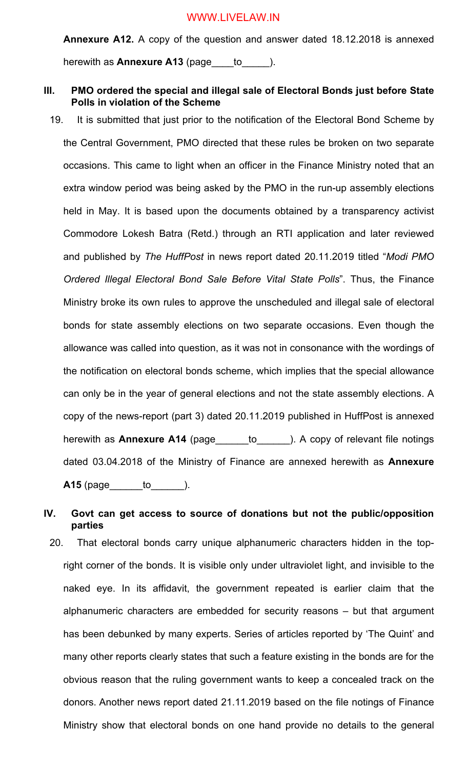**Annexure A12.** A copy of the question and answer dated 18.12.2018 is annexed herewith as **Annexure A13** (page____to_____).

### III. PMO ordered the special and illegal sale of Electoral Bonds just before State Polls in violation of the Scheme

19. It is submitted that just prior to the notification of the Electoral Bond Scheme by the Central Government, PMO directed that these rules be broken on two separate occasions. This came to light when an officer in the Finance Ministry noted that an extra window period was being asked by the PMO in the run-up assembly elections held in May. It is based upon the documents obtained by a transparency activist Commodore Lokesh Batra (Retd.) through an RTI application and later reviewed and published by *The HuffPost* in news report dated 20.11.2019 titled "*Modi PMO Ordered Illegal Electoral Bond Sale Before Vital State Polls*". Thus, the Finance Ministry broke its own rules to approve the unscheduled and illegal sale of electoral bonds for state assembly elections on two separate occasions. Even though the allowance was called into question, as it was not in consonance with the wordings of the notification on electoral bonds scheme, which implies that the special allowance can only be in the year of general elections and not the state assembly elections. A copy of the news-report (part 3) dated 20.11.2019 published in HuffPost is annexed herewith as **Annexure A14** (page______to______). A copy of relevant file notings dated 03.04.2018 of the Ministry of Finance are annexed herewith as **Annexure A15** (page______to______).

### IV. Govt can get access to source of donations but not the public/opposition parties

20. That electoral bonds carry unique alphanumeric characters hidden in the top-right corner of the bonds. It is visible only under ultraviolet light, and invisible to the naked eye. In its affidavit, the government repeated is earlier claim that the alphanumeric characters are embedded for security reasons – but that argument has been debunked by many experts. Series of articles reported by 'The Quint' and many other reports clearly states that such a feature existing in the bonds are for the obvious reason that the ruling government wants to keep a concealed track on the donors. Another news report dated 21.11.2019 based on the file notings of Finance Ministry show that electoral bonds on one hand provide no details to the general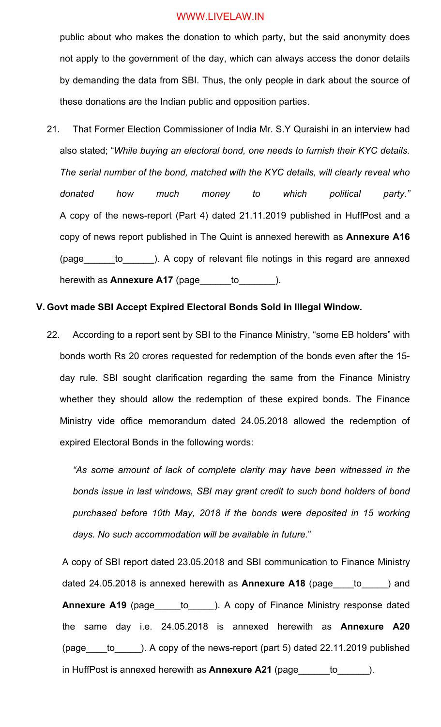public about who makes the donation to which party, but the said anonymity does not apply to the government of the day, which can always access the donor details by demanding the data from SBI. Thus, the only people in dark about the source of these donations are the Indian public and opposition parties.

21. That Former Election Commissioner of India Mr. S.Y Quraishi in an interview had also stated; "*While buying an electoral bond, one needs to furnish their KYC details. The serial number of the bond, matched with the KYC details, will clearly reveal who donated how much money to which political party.*" A copy of the news-report (Part 4) dated 21.11.2019 published in HuffPost and a copy of news report published in The Quint is annexed herewith as **Annexure A16** (page______to______). A copy of relevant file notings in this regard are annexed herewith as **Annexure A17** (page______to_______).

## V. Govt made SBI Accept Expired Electoral Bonds Sold in Illegal Window.

22. According to a report sent by SBI to the Finance Ministry, "some EB holders" with bonds worth Rs 20 crores requested for redemption of the bonds even after the 15-day rule. SBI sought clarification regarding the same from the Finance Ministry whether they should allow the redemption of these expired bonds. The Finance Ministry vide office memorandum dated 24.05.2018 allowed the redemption of expired Electoral Bonds in the following words:

> "*As some amount of lack of complete clarity may have been witnessed in the bonds issue in last windows, SBI may grant credit to such bond holders of bond purchased before 10th May, 2018 if the bonds were deposited in 15 working days. No such accommodation will be available in future.*"

A copy of SBI report dated 23.05.2018 and SBI communication to Finance Ministry dated 24.05.2018 is annexed herewith as **Annexure A18** (page____to_____) and **Annexure A19** (page_____to_____). A copy of Finance Ministry response dated the same day i.e. 24.05.2018 is annexed herewith as **Annexure A20** (page____to_____). A copy of the news-report (part 5) dated 22.11.2019 published in HuffPost is annexed herewith as **Annexure A21** (page______to______).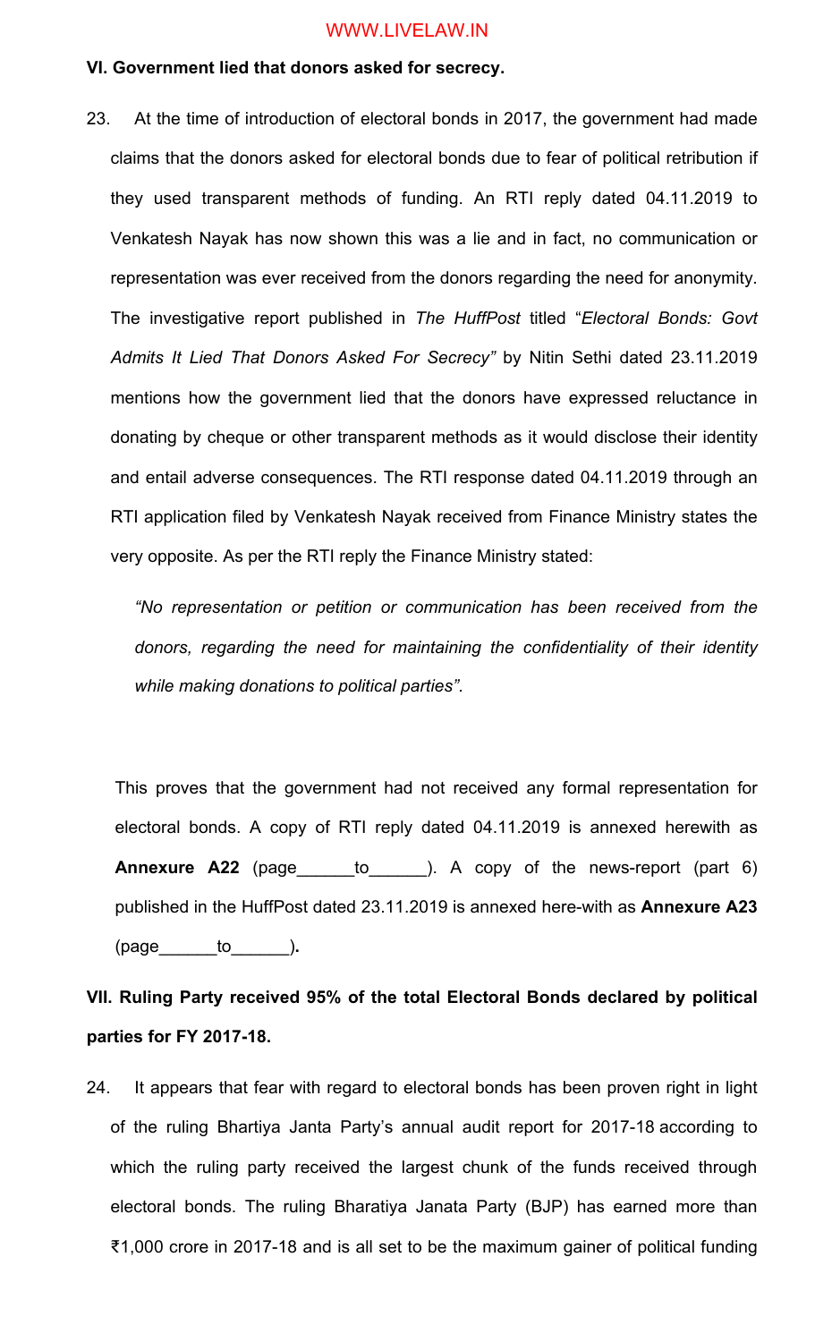**VI. Government lied that donors asked for secrecy.**

23. At the time of introduction of electoral bonds in 2017, the government had made claims that the donors asked for electoral bonds due to fear of political retribution if they used transparent methods of funding. An RTI reply dated 04.11.2019 to Venkatesh Nayak has now shown this was a lie and in fact, no communication or representation was ever received from the donors regarding the need for anonymity. The investigative report published in *The HuffPost* titled "*Electoral Bonds: Govt Admits It Lied That Donors Asked For Secrecy"* by Nitin Sethi dated 23.11.2019 mentions how the government lied that the donors have expressed reluctance in donating by cheque or other transparent methods as it would disclose their identity and entail adverse consequences. The RTI response dated 04.11.2019 through an RTI application filed by Venkatesh Nayak received from Finance Ministry states the very opposite. As per the RTI reply the Finance Ministry stated:

> *"No representation or petition or communication has been received from the donors, regarding the need for maintaining the confidentiality of their identity while making donations to political parties".*

This proves that the government had not received any formal representation for electoral bonds. A copy of RTI reply dated 04.11.2019 is annexed herewith as **Annexure A22** (page______to______). A copy of the news-report (part 6) published in the HuffPost dated 23.11.2019 is annexed here-with as **Annexure A23** (page______to______)**.**

**VII. Ruling Party received 95% of the total Electoral Bonds declared by political parties for FY 2017-18.**

24. It appears that fear with regard to electoral bonds has been proven right in light of the ruling Bhartiya Janta Party's annual audit report for 2017-18 according to which the ruling party received the largest chunk of the funds received through electoral bonds. The ruling Bharatiya Janata Party (BJP) has earned more than ₹1,000 crore in 2017-18 and is all set to be the maximum gainer of political funding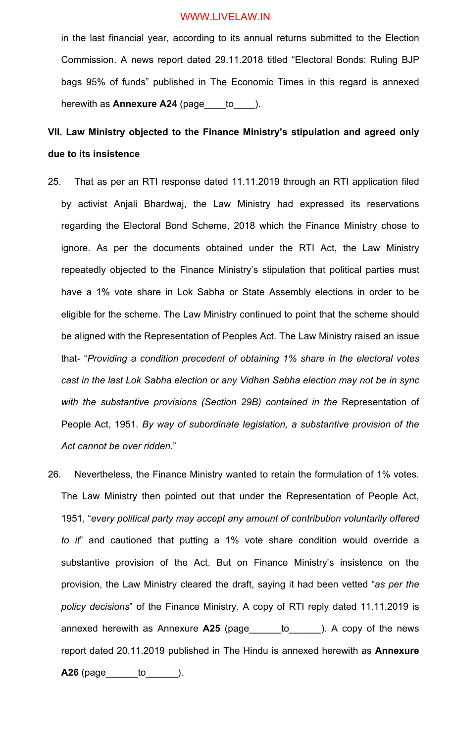in the last financial year, according to its annual returns submitted to the Election Commission. A news report dated 29.11.2018 titled "Electoral Bonds: Ruling BJP bags 95% of funds" published in The Economic Times in this regard is annexed herewith as **Annexure A24** (page____to____).

**VII. Law Ministry objected to the Finance Ministry's stipulation and agreed only due to its insistence**

25. That as per an RTI response dated 11.11.2019 through an RTI application filed by activist Anjali Bhardwaj, the Law Ministry had expressed its reservations regarding the Electoral Bond Scheme, 2018 which the Finance Ministry chose to ignore. As per the documents obtained under the RTI Act, the Law Ministry repeatedly objected to the Finance Ministry's stipulation that political parties must have a 1% vote share in Lok Sabha or State Assembly elections in order to be eligible for the scheme. The Law Ministry continued to point that the scheme should be aligned with the Representation of Peoples Act. The Law Ministry raised an issue that- "*Providing a condition precedent of obtaining 1% share in the electoral votes cast in the last Lok Sabha election or any Vidhan Sabha election may not be in sync with the substantive provisions (Section 29B) contained in the* Representation of People Act, 1951*. By way of subordinate legislation, a substantive provision of the Act cannot be over ridden.*"

26. Nevertheless, the Finance Ministry wanted to retain the formulation of 1% votes. The Law Ministry then pointed out that under the Representation of People Act, 1951, "*every political party may accept any amount of contribution voluntarily offered to it*" and cautioned that putting a 1% vote share condition would override a substantive provision of the Act. But on Finance Ministry's insistence on the provision, the Law Ministry cleared the draft, saying it had been vetted "*as per the policy decisions*" of the Finance Ministry. A copy of RTI reply dated 11.11.2019 is annexed herewith as Annexure **A25** (page______to______). A copy of the news report dated 20.11.2019 published in The Hindu is annexed herewith as **Annexure A26** (page______to______).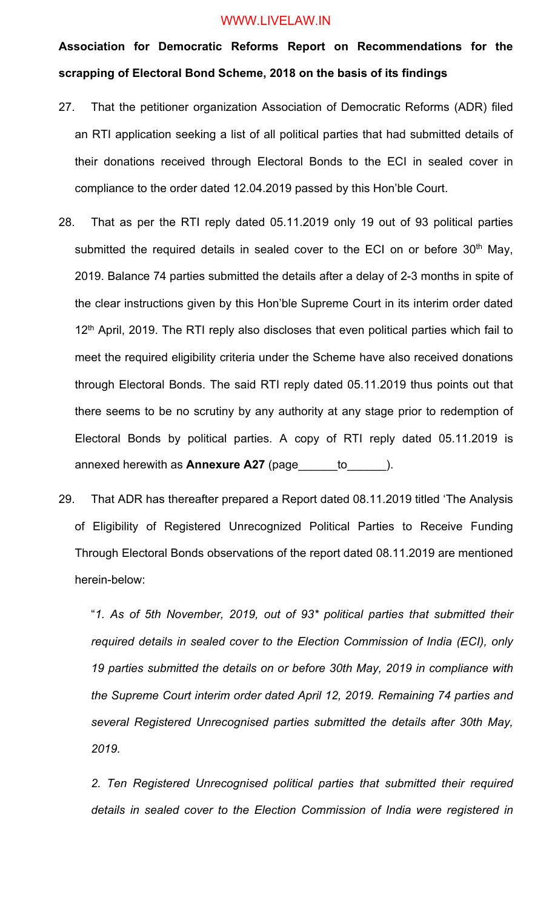**Association for Democratic Reforms Report on Recommendations for the scrapping of Electoral Bond Scheme, 2018 on the basis of its findings**

27. That the petitioner organization Association of Democratic Reforms (ADR) filed an RTI application seeking a list of all political parties that had submitted details of their donations received through Electoral Bonds to the ECI in sealed cover in compliance to the order dated 12.04.2019 passed by this Hon'ble Court.

28. That as per the RTI reply dated 05.11.2019 only 19 out of 93 political parties submitted the required details in sealed cover to the ECI on or before 30th May, 2019. Balance 74 parties submitted the details after a delay of 2-3 months in spite of the clear instructions given by this Hon'ble Supreme Court in its interim order dated 12th April, 2019. The RTI reply also discloses that even political parties which fail to meet the required eligibility criteria under the Scheme have also received donations through Electoral Bonds. The said RTI reply dated 05.11.2019 thus points out that there seems to be no scrutiny by any authority at any stage prior to redemption of Electoral Bonds by political parties. A copy of RTI reply dated 05.11.2019 is annexed herewith as **Annexure A27** (page______to______).

29. That ADR has thereafter prepared a Report dated 08.11.2019 titled 'The Analysis of Eligibility of Registered Unrecognized Political Parties to Receive Funding Through Electoral Bonds observations of the report dated 08.11.2019 are mentioned herein-below:

"*1. As of 5th November, 2019, out of 93* political parties that submitted their required details in sealed cover to the Election Commission of India (ECI), only 19 parties submitted the details on or before 30th May, 2019 in compliance with the Supreme Court interim order dated April 12, 2019. Remaining 74 parties and several Registered Unrecognised parties submitted the details after 30th May, 2019.*

*2. Ten Registered Unrecognised political parties that submitted their required details in sealed cover to the Election Commission of India were registered in*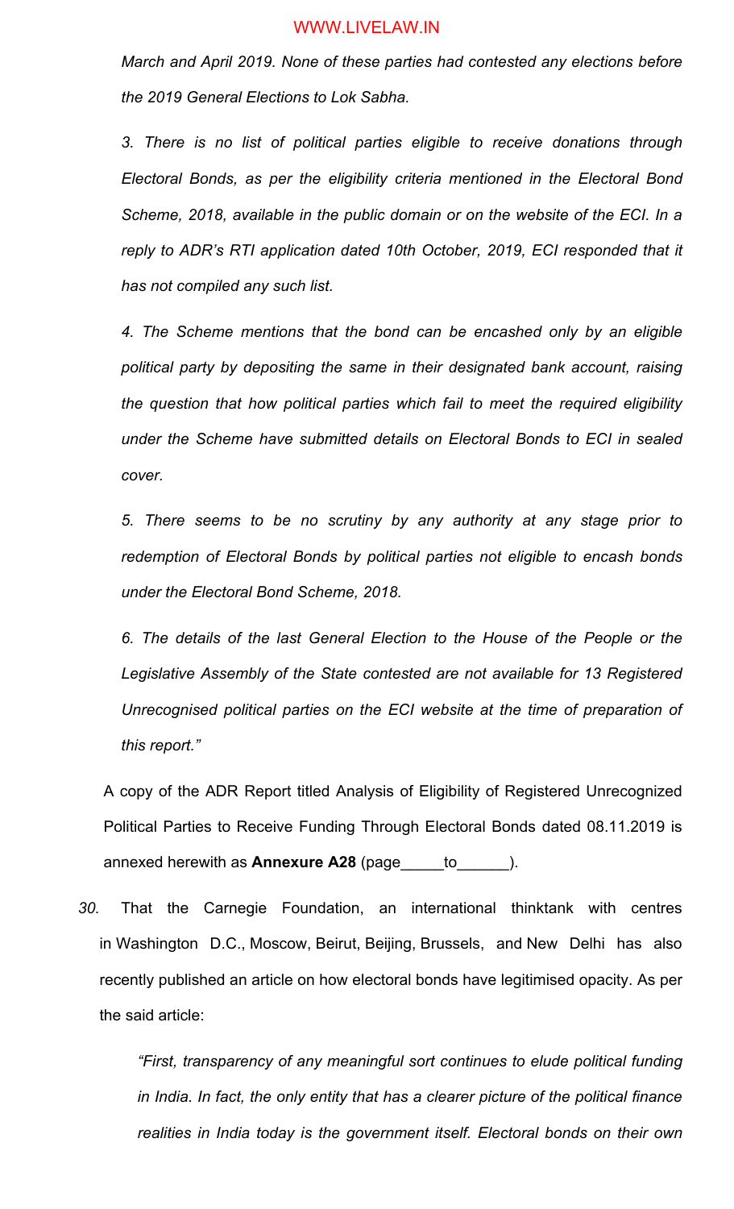*March and April 2019. None of these parties had contested any elections before the 2019 General Elections to Lok Sabha.*

*3. There is no list of political parties eligible to receive donations through Electoral Bonds, as per the eligibility criteria mentioned in the Electoral Bond Scheme, 2018, available in the public domain or on the website of the ECI. In a reply to ADR's RTI application dated 10th October, 2019, ECI responded that it has not compiled any such list.*

*4. The Scheme mentions that the bond can be encashed only by an eligible political party by depositing the same in their designated bank account, raising the question that how political parties which fail to meet the required eligibility under the Scheme have submitted details on Electoral Bonds to ECI in sealed cover.*

*5. There seems to be no scrutiny by any authority at any stage prior to redemption of Electoral Bonds by political parties not eligible to encash bonds under the Electoral Bond Scheme, 2018.*

*6. The details of the last General Election to the House of the People or the Legislative Assembly of the State contested are not available for 13 Registered Unrecognised political parties on the ECI website at the time of preparation of this report."*

A copy of the ADR Report titled Analysis of Eligibility of Registered Unrecognized Political Parties to Receive Funding Through Electoral Bonds dated 08.11.2019 is annexed herewith as **Annexure A28** (page_____to______).

*30.* That the Carnegie Foundation, an international thinktank with centres in Washington D.C., Moscow, Beirut, Beijing, Brussels, and New Delhi has also recently published an article on how electoral bonds have legitimised opacity. As per the said article:

*"First, transparency of any meaningful sort continues to elude political funding in India. In fact, the only entity that has a clearer picture of the political finance realities in India today is the government itself. Electoral bonds on their own*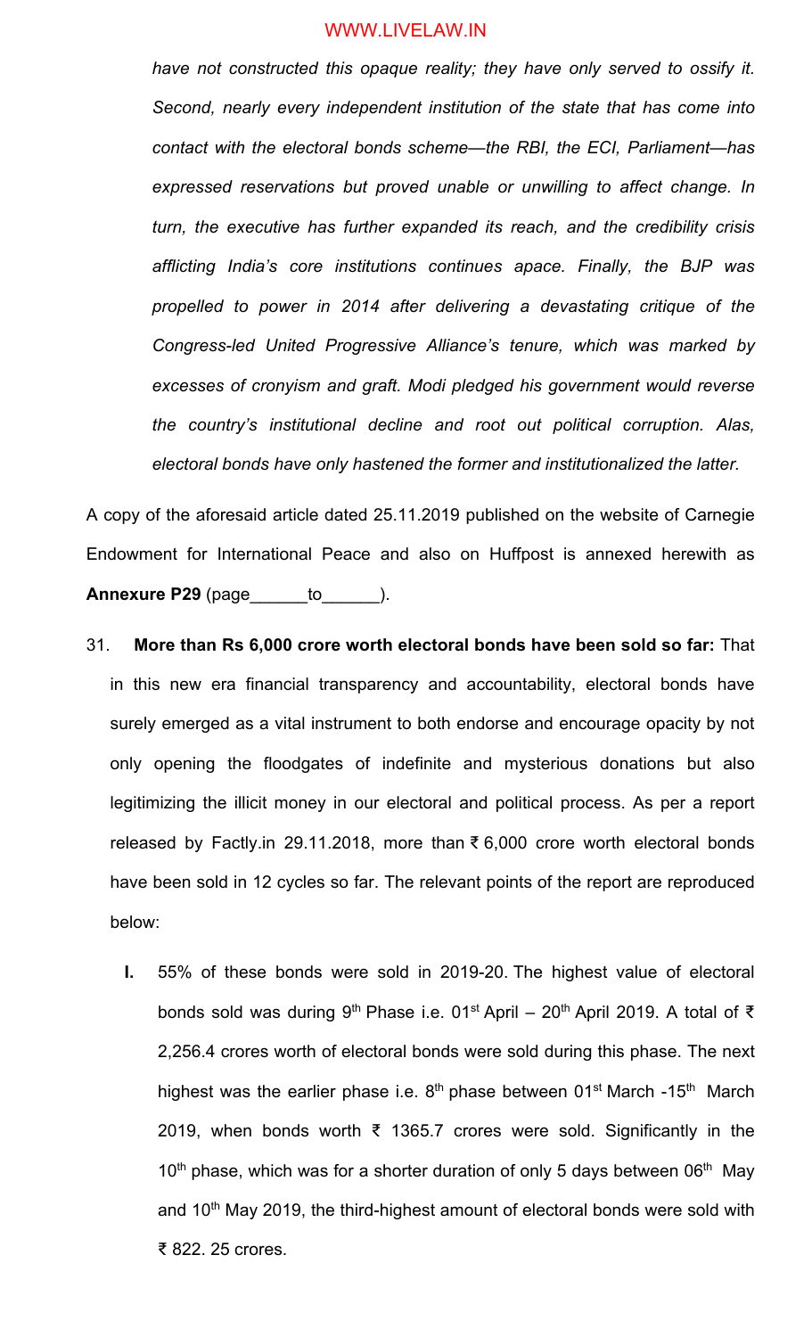*have not constructed this opaque reality; they have only served to ossify it. Second, nearly every independent institution of the state that has come into contact with the electoral bonds scheme—the RBI, the ECI, Parliament—has expressed reservations but proved unable or unwilling to affect change. In turn, the executive has further expanded its reach, and the credibility crisis afflicting India's core institutions continues apace. Finally, the BJP was propelled to power in 2014 after delivering a devastating critique of the Congress-led United Progressive Alliance's tenure, which was marked by excesses of cronyism and graft. Modi pledged his government would reverse the country's institutional decline and root out political corruption. Alas, electoral bonds have only hastened the former and institutionalized the latter.*

A copy of the aforesaid article dated 25.11.2019 published on the website of Carnegie Endowment for International Peace and also on Huffpost is annexed herewith as **Annexure P29** (page______to______).

31. **More than Rs 6,000 crore worth electoral bonds have been sold so far:** That in this new era financial transparency and accountability, electoral bonds have surely emerged as a vital instrument to both endorse and encourage opacity by not only opening the floodgates of indefinite and mysterious donations but also legitimizing the illicit money in our electoral and political process. As per a report released by Factly.in 29.11.2018, more than ₹ 6,000 crore worth electoral bonds have been sold in 12 cycles so far. The relevant points of the report are reproduced below:

   **I.** 55% of these bonds were sold in 2019-20. The highest value of electoral bonds sold was during 9th Phase i.e. 01st April – 20th April 2019. A total of ₹ 2,256.4 crores worth of electoral bonds were sold during this phase. The next highest was the earlier phase i.e. 8th phase between 01st March -15th March 2019, when bonds worth ₹ 1365.7 crores were sold. Significantly in the 10th phase, which was for a shorter duration of only 5 days between 06th May and 10th May 2019, the third-highest amount of electoral bonds were sold with ₹ 822. 25 crores.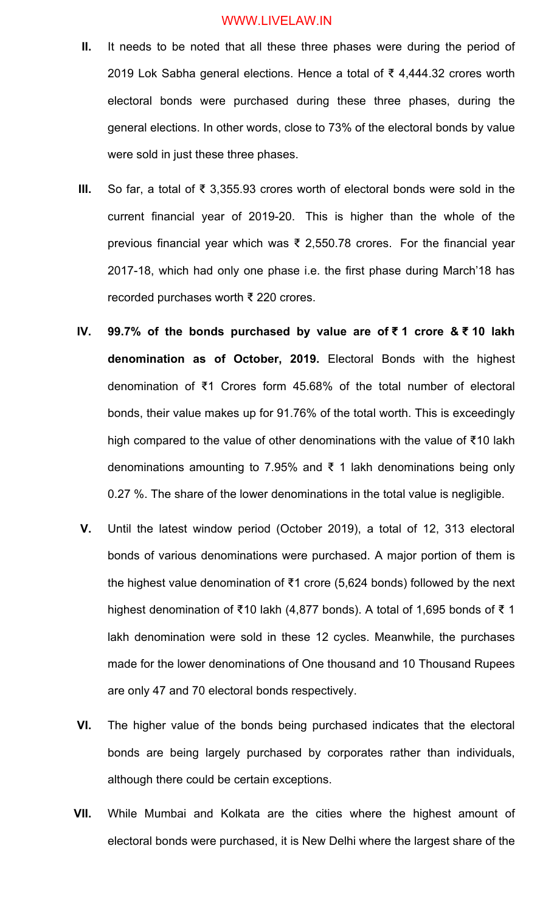II. It needs to be noted that all these three phases were during the period of 2019 Lok Sabha general elections. Hence a total of ₹ 4,444.32 crores worth electoral bonds were purchased during these three phases, during the general elections. In other words, close to 73% of the electoral bonds by value were sold in just these three phases.

III. So far, a total of ₹ 3,355.93 crores worth of electoral bonds were sold in the current financial year of 2019-20. This is higher than the whole of the previous financial year which was ₹ 2,550.78 crores. For the financial year 2017-18, which had only one phase i.e. the first phase during March'18 has recorded purchases worth ₹ 220 crores.

IV. **99.7% of the bonds purchased by value are of ₹ 1 crore & ₹ 10 lakh denomination as of October, 2019.** Electoral Bonds with the highest denomination of ₹1 Crores form 45.68% of the total number of electoral bonds, their value makes up for 91.76% of the total worth. This is exceedingly high compared to the value of other denominations with the value of ₹10 lakh denominations amounting to 7.95% and ₹ 1 lakh denominations being only 0.27 %. The share of the lower denominations in the total value is negligible.

V. Until the latest window period (October 2019), a total of 12, 313 electoral bonds of various denominations were purchased. A major portion of them is the highest value denomination of ₹1 crore (5,624 bonds) followed by the next highest denomination of ₹10 lakh (4,877 bonds). A total of 1,695 bonds of ₹ 1 lakh denomination were sold in these 12 cycles. Meanwhile, the purchases made for the lower denominations of One thousand and 10 Thousand Rupees are only 47 and 70 electoral bonds respectively.

VI. The higher value of the bonds being purchased indicates that the electoral bonds are being largely purchased by corporates rather than individuals, although there could be certain exceptions.

VII. While Mumbai and Kolkata are the cities where the highest amount of electoral bonds were purchased, it is New Delhi where the largest share of the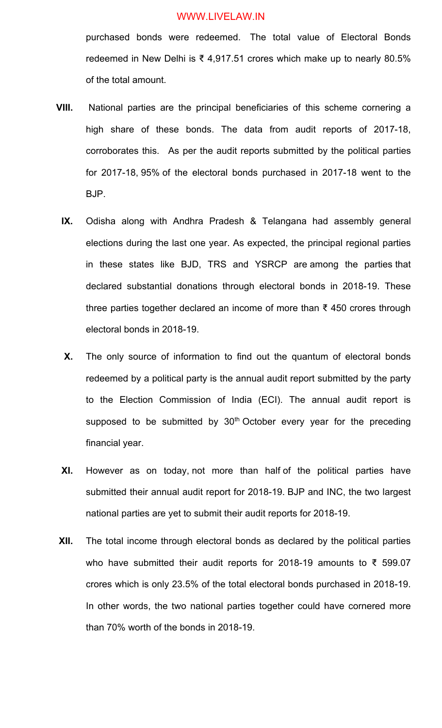purchased bonds were redeemed. The total value of Electoral Bonds redeemed in New Delhi is ₹ 4,917.51 crores which make up to nearly 80.5% of the total amount.

**VIII.** National parties are the principal beneficiaries of this scheme cornering a high share of these bonds. The data from audit reports of 2017-18, corroborates this. As per the audit reports submitted by the political parties for 2017-18, 95% of the electoral bonds purchased in 2017-18 went to the BJP.

**IX.** Odisha along with Andhra Pradesh & Telangana had assembly general elections during the last one year. As expected, the principal regional parties in these states like BJD, TRS and YSRCP are among the parties that declared substantial donations through electoral bonds in 2018-19. These three parties together declared an income of more than ₹ 450 crores through electoral bonds in 2018-19.

**X.** The only source of information to find out the quantum of electoral bonds redeemed by a political party is the annual audit report submitted by the party to the Election Commission of India (ECI). The annual audit report is supposed to be submitted by 30th October every year for the preceding financial year.

**XI.** However as on today, not more than half of the political parties have submitted their annual audit report for 2018-19. BJP and INC, the two largest national parties are yet to submit their audit reports for 2018-19.

**XII.** The total income through electoral bonds as declared by the political parties who have submitted their audit reports for 2018-19 amounts to ₹ 599.07 crores which is only 23.5% of the total electoral bonds purchased in 2018-19. In other words, the two national parties together could have cornered more than 70% worth of the bonds in 2018-19.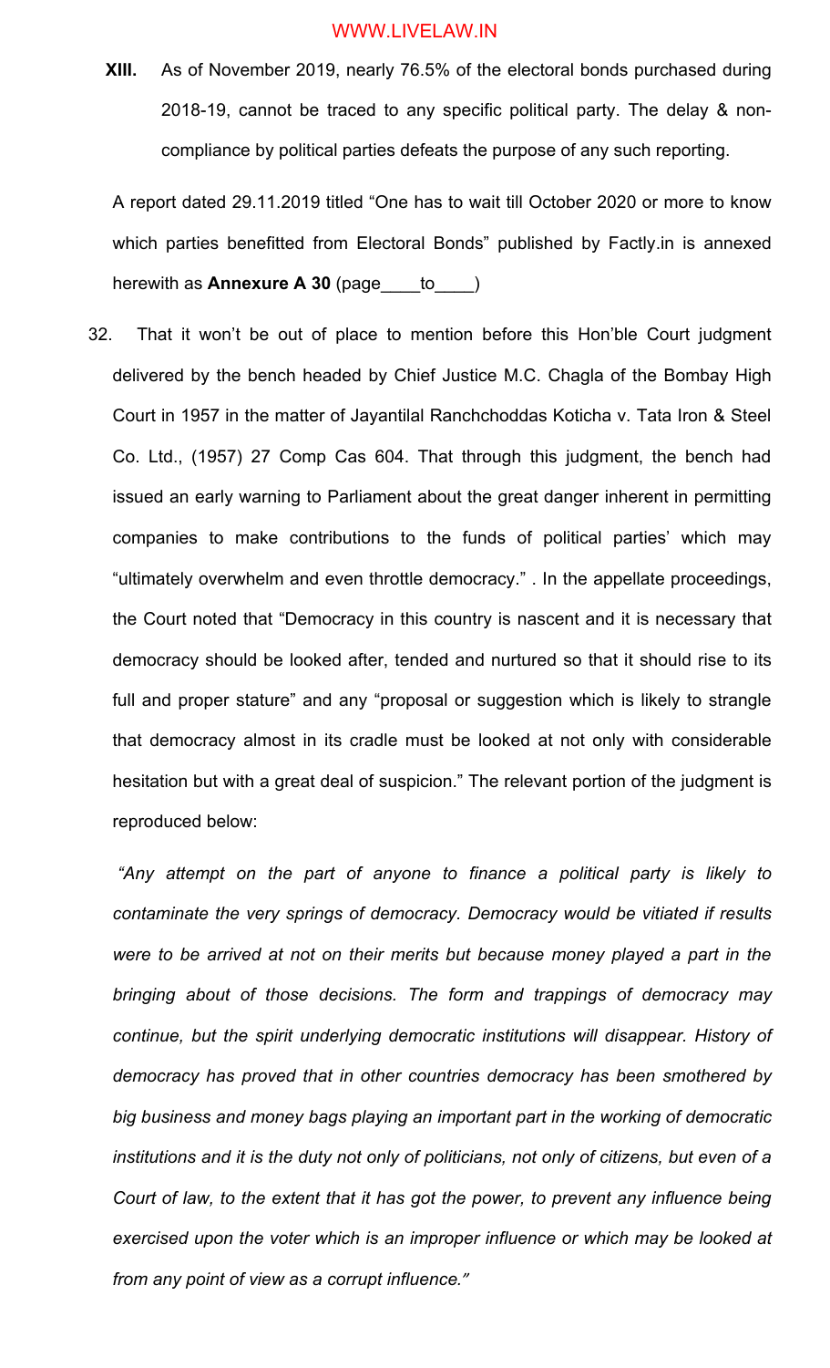**XIII.** As of November 2019, nearly 76.5% of the electoral bonds purchased during 2018-19, cannot be traced to any specific political party. The delay & non-compliance by political parties defeats the purpose of any such reporting.

A report dated 29.11.2019 titled "One has to wait till October 2020 or more to know which parties benefitted from Electoral Bonds" published by Factly.in is annexed herewith as **Annexure A 30** (page____to____)

32. That it won't be out of place to mention before this Hon'ble Court judgment delivered by the bench headed by Chief Justice M.C. Chagla of the Bombay High Court in 1957 in the matter of Jayantilal Ranchchoddas Koticha v. Tata Iron & Steel Co. Ltd., (1957) 27 Comp Cas 604. That through this judgment, the bench had issued an early warning to Parliament about the great danger inherent in permitting companies to make contributions to the funds of political parties' which may "ultimately overwhelm and even throttle democracy." . In the appellate proceedings, the Court noted that "Democracy in this country is nascent and it is necessary that democracy should be looked after, tended and nurtured so that it should rise to its full and proper stature" and any "proposal or suggestion which is likely to strangle that democracy almost in its cradle must be looked at not only with considerable hesitation but with a great deal of suspicion." The relevant portion of the judgment is reproduced below:

*"Any attempt on the part of anyone to finance a political party is likely to contaminate the very springs of democracy. Democracy would be vitiated if results were to be arrived at not on their merits but because money played a part in the bringing about of those decisions. The form and trappings of democracy may continue, but the spirit underlying democratic institutions will disappear. History of democracy has proved that in other countries democracy has been smothered by big business and money bags playing an important part in the working of democratic institutions and it is the duty not only of politicians, not only of citizens, but even of a Court of law, to the extent that it has got the power, to prevent any influence being exercised upon the voter which is an improper influence or which may be looked at from any point of view as a corrupt influence."*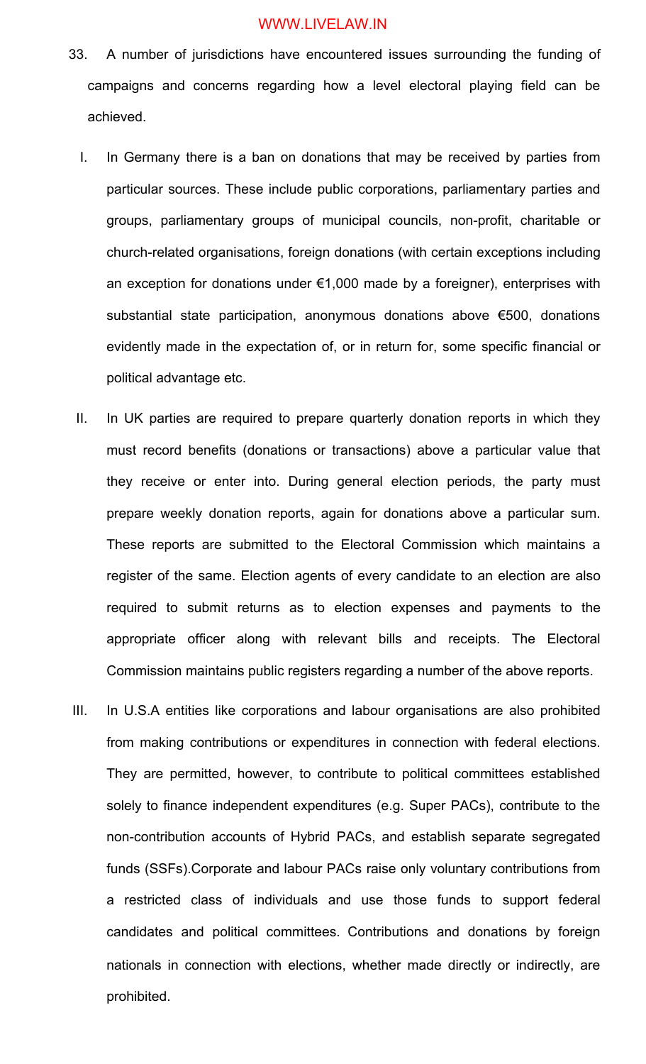33. A number of jurisdictions have encountered issues surrounding the funding of campaigns and concerns regarding how a level electoral playing field can be achieved.

   I. In Germany there is a ban on donations that may be received by parties from particular sources. These include public corporations, parliamentary parties and groups, parliamentary groups of municipal councils, non-profit, charitable or church-related organisations, foreign donations (with certain exceptions including an exception for donations under €1,000 made by a foreigner), enterprises with substantial state participation, anonymous donations above €500, donations evidently made in the expectation of, or in return for, some specific financial or political advantage etc.

   II. In UK parties are required to prepare quarterly donation reports in which they must record benefits (donations or transactions) above a particular value that they receive or enter into. During general election periods, the party must prepare weekly donation reports, again for donations above a particular sum. These reports are submitted to the Electoral Commission which maintains a register of the same. Election agents of every candidate to an election are also required to submit returns as to election expenses and payments to the appropriate officer along with relevant bills and receipts. The Electoral Commission maintains public registers regarding a number of the above reports.

   III. In U.S.A entities like corporations and labour organisations are also prohibited from making contributions or expenditures in connection with federal elections. They are permitted, however, to contribute to political committees established solely to finance independent expenditures (e.g. Super PACs), contribute to the non-contribution accounts of Hybrid PACs, and establish separate segregated funds (SSFs).Corporate and labour PACs raise only voluntary contributions from a restricted class of individuals and use those funds to support federal candidates and political committees. Contributions and donations by foreign nationals in connection with elections, whether made directly or indirectly, are prohibited.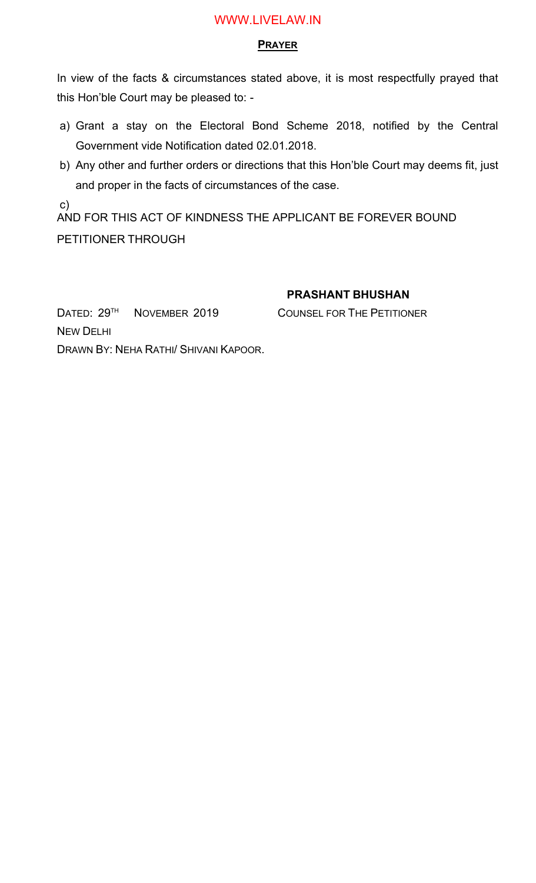## **PRAYER**

In view of the facts & circumstances stated above, it is most respectfully prayed that this Hon'ble Court may be pleased to: -

a) Grant a stay on the Electoral Bond Scheme 2018, notified by the Central Government vide Notification dated 02.01.2018.

b) Any other and further orders or directions that this Hon'ble Court may deems fit, just and proper in the facts of circumstances of the case.

c)

AND FOR THIS ACT OF KINDNESS THE APPLICANT BE FOREVER BOUND

PETITIONER THROUGH

**PRASHANT BHUSHAN**

COUNSEL FOR THE PETITIONER

DATED: 29TH NOVEMBER 2019

NEW DELHI

DRAWN BY: NEHA RATHI/ SHIVANI KAPOOR.